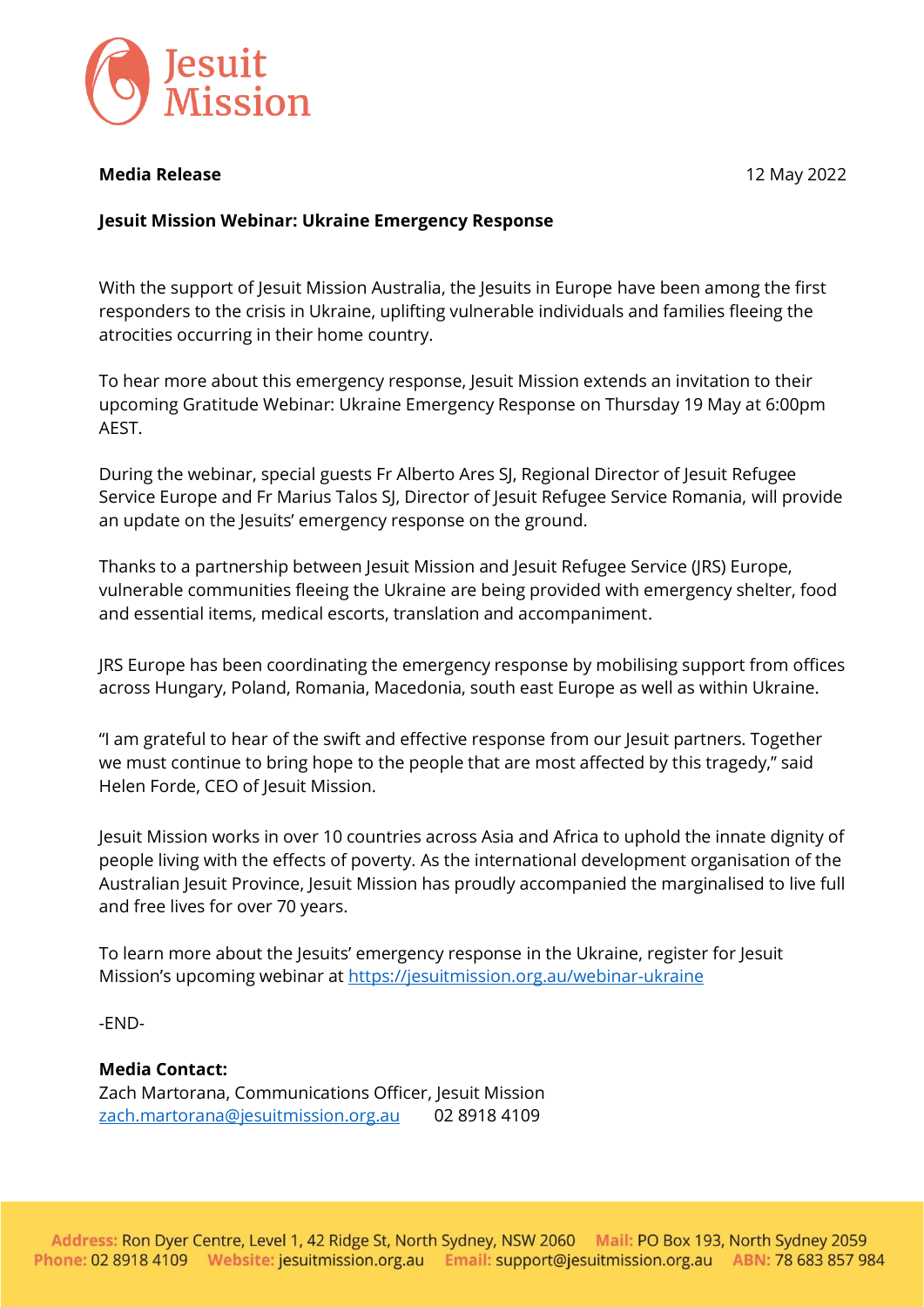Jesuit Mission

**Media Release** 12 May 2022

**Jesuit Mission Webinar: Ukraine Emergency Response**

With the support of Jesuit Mission Australia, the Jesuits in Europe have been among the first responders to the crisis in Ukraine, uplifting vulnerable individuals and families fleeing the atrocities occurring in their home country.

To hear more about this emergency response, Jesuit Mission extends an invitation to their upcoming Gratitude Webinar: Ukraine Emergency Response on Thursday 19 May at 6:00pm AEST.

During the webinar, special guests Fr Alberto Ares SJ, Regional Director of Jesuit Refugee Service Europe and Fr Marius Talos SJ, Director of Jesuit Refugee Service Romania, will provide an update on the Jesuits' emergency response on the ground.

Thanks to a partnership between Jesuit Mission and Jesuit Refugee Service (JRS) Europe, vulnerable communities fleeing the Ukraine are being provided with emergency shelter, food and essential items, medical escorts, translation and accompaniment.

JRS Europe has been coordinating the emergency response by mobilising support from offices across Hungary, Poland, Romania, Macedonia, south east Europe as well as within Ukraine.

"I am grateful to hear of the swift and effective response from our Jesuit partners. Together we must continue to bring hope to the people that are most affected by this tragedy," said Helen Forde, CEO of Jesuit Mission.

Jesuit Mission works in over 10 countries across Asia and Africa to uphold the innate dignity of people living with the effects of poverty. As the international development organisation of the Australian Jesuit Province, Jesuit Mission has proudly accompanied the marginalised to live full and free lives for over 70 years.

To learn more about the Jesuits' emergency response in the Ukraine, register for Jesuit Mission's upcoming webinar at https://jesuitmission.org.au/webinar-ukraine

-END-

**Media Contact:**
Zach Martorana, Communications Officer, Jesuit Mission
zach.martorana@jesuitmission.org.au 02 8918 4109

**Address:** Ron Dyer Centre, Level 1, 42 Ridge St, North Sydney, NSW 2060 **Mail:** PO Box 193, North Sydney 2059
**Phone:** 02 8918 4109 **Website:** jesuitmission.org.au **Email:** support@jesuitmission.org.au **ABN:** 78 683 857 984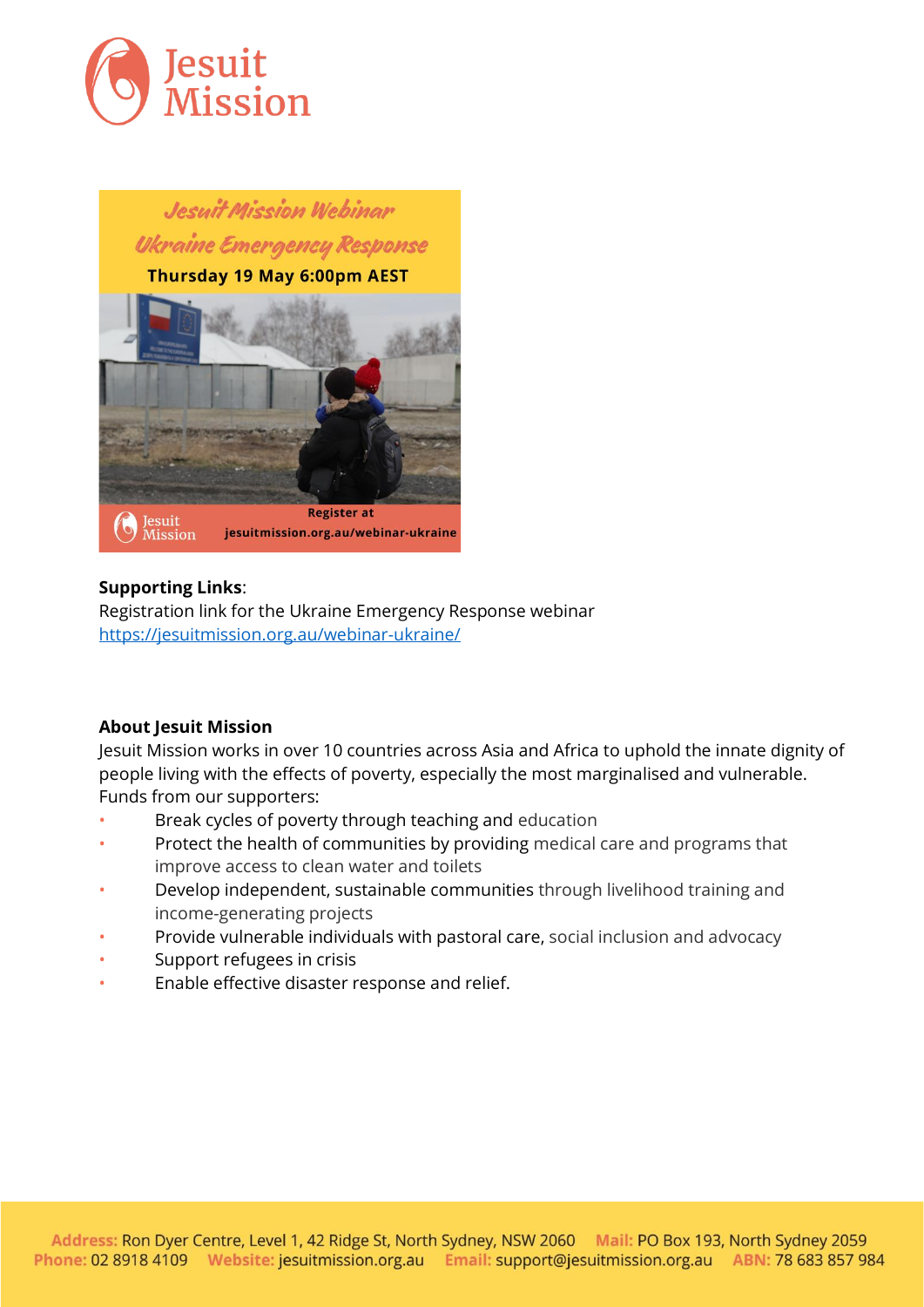Jesuit Mission Webinar

Ukraine Emergency Response

Thursday 19 May 6:00pm AEST

Register at jesuitmission.org.au/webinar-ukraine

**Supporting Links**:
Registration link for the Ukraine Emergency Response webinar
https://jesuitmission.org.au/webinar-ukraine/

**About Jesuit Mission**
Jesuit Mission works in over 10 countries across Asia and Africa to uphold the innate dignity of people living with the effects of poverty, especially the most marginalised and vulnerable. Funds from our supporters:

- Break cycles of poverty through teaching and education
- Protect the health of communities by providing medical care and programs that improve access to clean water and toilets
- Develop independent, sustainable communities through livelihood training and income-generating projects
- Provide vulnerable individuals with pastoral care, social inclusion and advocacy
- Support refugees in crisis
- Enable effective disaster response and relief.

**Address:** Ron Dyer Centre, Level 1, 42 Ridge St, North Sydney, NSW 2060 **Mail:** PO Box 193, North Sydney 2059
**Phone:** 02 8918 4109 **Website:** jesuitmission.org.au **Email:** support@jesuitmission.org.au **ABN:** 78 683 857 984